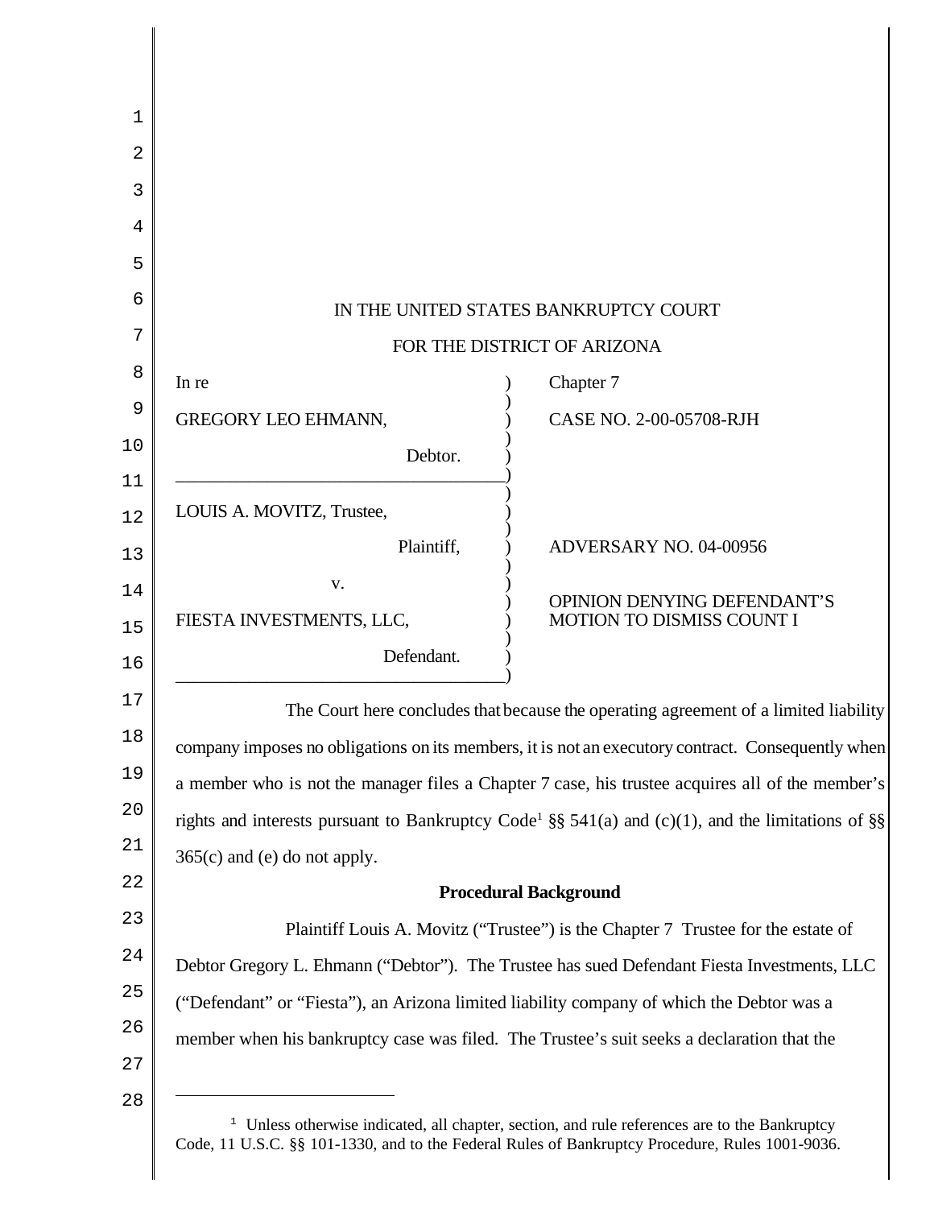IN THE UNITED STATES BANKRUPTCY COURT

FOR THE DISTRICT OF ARIZONA

| | | |
|---|---|---|
| In re | ) | Chapter 7 |
| GREGORY LEO EHMANN, | ) | CASE NO. 2-00-05708-RJH |
| Debtor. | ) | |
| LOUIS A. MOVITZ, Trustee, | ) | |
| Plaintiff, | ) | ADVERSARY NO. 04-00956 |
| v. | ) | |
| FIESTA INVESTMENTS, LLC, | ) | OPINION DENYING DEFENDANT'S MOTION TO DISMISS COUNT I |
| Defendant. | ) | |

The Court here concludes that because the operating agreement of a limited liability company imposes no obligations on its members, it is not an executory contract. Consequently when a member who is not the manager files a Chapter 7 case, his trustee acquires all of the member's rights and interests pursuant to Bankruptcy Code[1] §§ 541(a) and (c)(1), and the limitations of §§ 365(c) and (e) do not apply.

**Procedural Background**

Plaintiff Louis A. Movitz ("Trustee") is the Chapter 7 Trustee for the estate of Debtor Gregory L. Ehmann ("Debtor"). The Trustee has sued Defendant Fiesta Investments, LLC ("Defendant" or "Fiesta"), an Arizona limited liability company of which the Debtor was a member when his bankruptcy case was filed. The Trustee's suit seeks a declaration that the

[1] Unless otherwise indicated, all chapter, section, and rule references are to the Bankruptcy Code, 11 U.S.C. §§ 101-1330, and to the Federal Rules of Bankruptcy Procedure, Rules 1001-9036.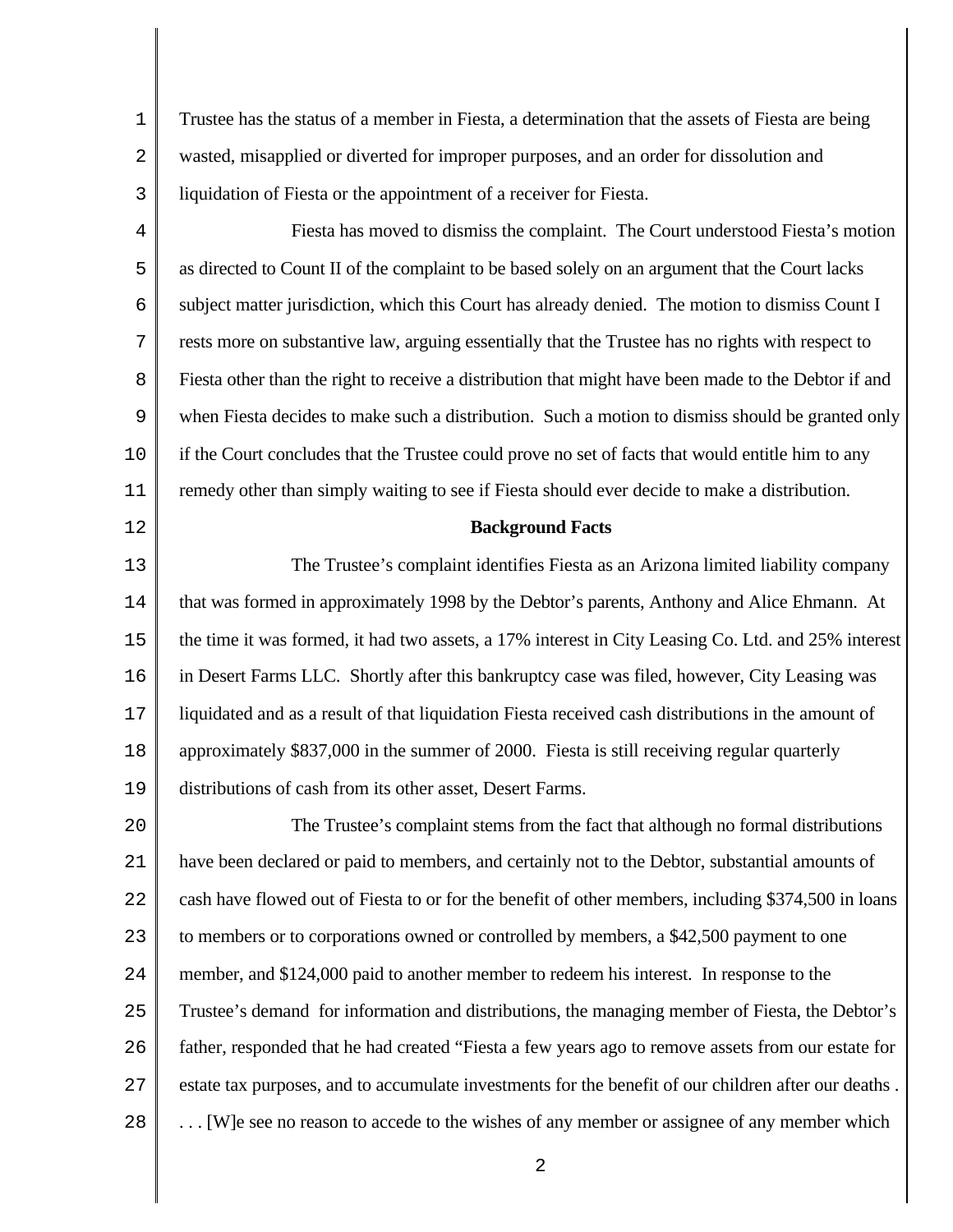Trustee has the status of a member in Fiesta, a determination that the assets of Fiesta are being wasted, misapplied or diverted for improper purposes, and an order for dissolution and liquidation of Fiesta or the appointment of a receiver for Fiesta.

Fiesta has moved to dismiss the complaint. The Court understood Fiesta's motion as directed to Count II of the complaint to be based solely on an argument that the Court lacks subject matter jurisdiction, which this Court has already denied. The motion to dismiss Count I rests more on substantive law, arguing essentially that the Trustee has no rights with respect to Fiesta other than the right to receive a distribution that might have been made to the Debtor if and when Fiesta decides to make such a distribution. Such a motion to dismiss should be granted only if the Court concludes that the Trustee could prove no set of facts that would entitle him to any remedy other than simply waiting to see if Fiesta should ever decide to make a distribution.

**Background Facts**

The Trustee's complaint identifies Fiesta as an Arizona limited liability company that was formed in approximately 1998 by the Debtor's parents, Anthony and Alice Ehmann. At the time it was formed, it had two assets, a 17% interest in City Leasing Co. Ltd. and 25% interest in Desert Farms LLC. Shortly after this bankruptcy case was filed, however, City Leasing was liquidated and as a result of that liquidation Fiesta received cash distributions in the amount of approximately $837,000 in the summer of 2000. Fiesta is still receiving regular quarterly distributions of cash from its other asset, Desert Farms.

The Trustee's complaint stems from the fact that although no formal distributions have been declared or paid to members, and certainly not to the Debtor, substantial amounts of cash have flowed out of Fiesta to or for the benefit of other members, including $374,500 in loans to members or to corporations owned or controlled by members, a $42,500 payment to one member, and $124,000 paid to another member to redeem his interest. In response to the Trustee's demand for information and distributions, the managing member of Fiesta, the Debtor's father, responded that he had created "Fiesta a few years ago to remove assets from our estate for estate tax purposes, and to accumulate investments for the benefit of our children after our deaths . . . . [W]e see no reason to accede to the wishes of any member or assignee of any member which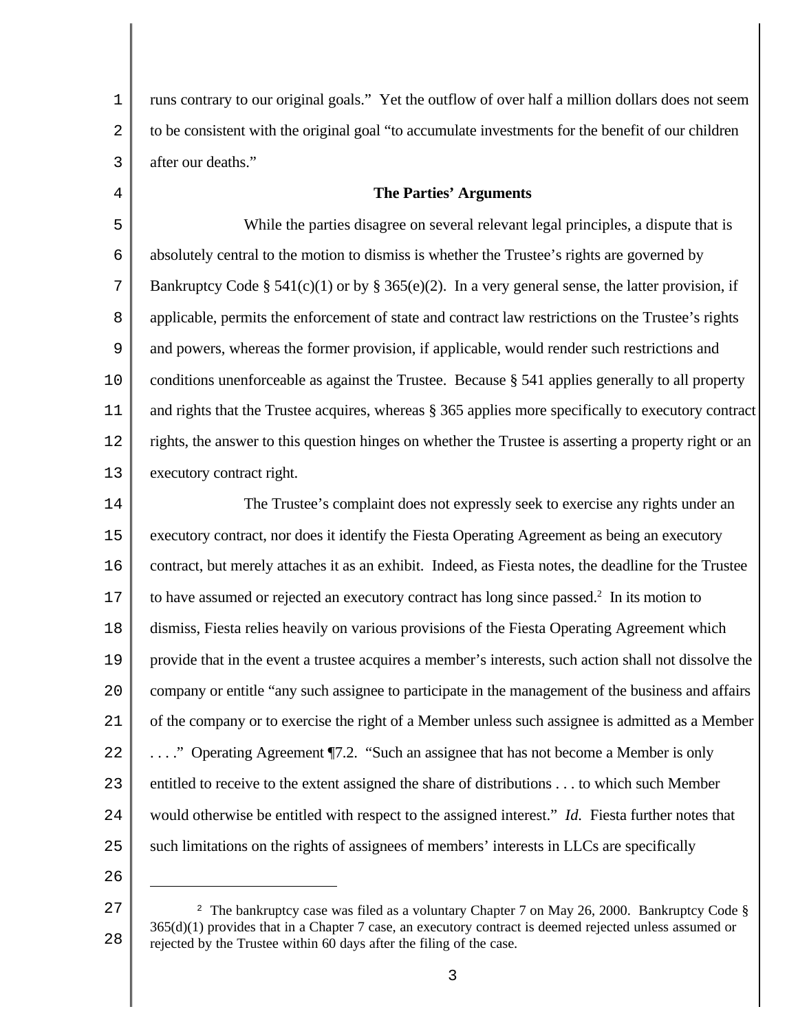runs contrary to our original goals." Yet the outflow of over half a million dollars does not seem to be consistent with the original goal "to accumulate investments for the benefit of our children after our deaths."

**The Parties' Arguments**

While the parties disagree on several relevant legal principles, a dispute that is absolutely central to the motion to dismiss is whether the Trustee's rights are governed by Bankruptcy Code § 541(c)(1) or by § 365(e)(2). In a very general sense, the latter provision, if applicable, permits the enforcement of state and contract law restrictions on the Trustee's rights and powers, whereas the former provision, if applicable, would render such restrictions and conditions unenforceable as against the Trustee. Because § 541 applies generally to all property and rights that the Trustee acquires, whereas § 365 applies more specifically to executory contract rights, the answer to this question hinges on whether the Trustee is asserting a property right or an executory contract right.

The Trustee's complaint does not expressly seek to exercise any rights under an executory contract, nor does it identify the Fiesta Operating Agreement as being an executory contract, but merely attaches it as an exhibit. Indeed, as Fiesta notes, the deadline for the Trustee to have assumed or rejected an executory contract has long since passed.[2] In its motion to dismiss, Fiesta relies heavily on various provisions of the Fiesta Operating Agreement which provide that in the event a trustee acquires a member's interests, such action shall not dissolve the company or entitle "any such assignee to participate in the management of the business and affairs of the company or to exercise the right of a Member unless such assignee is admitted as a Member . . . ." Operating Agreement ¶7.2. "Such an assignee that has not become a Member is only entitled to receive to the extent assigned the share of distributions . . . to which such Member would otherwise be entitled with respect to the assigned interest." *Id.* Fiesta further notes that such limitations on the rights of assignees of members' interests in LLCs are specifically

---

[2] The bankruptcy case was filed as a voluntary Chapter 7 on May 26, 2000. Bankruptcy Code § 365(d)(1) provides that in a Chapter 7 case, an executory contract is deemed rejected unless assumed or rejected by the Trustee within 60 days after the filing of the case.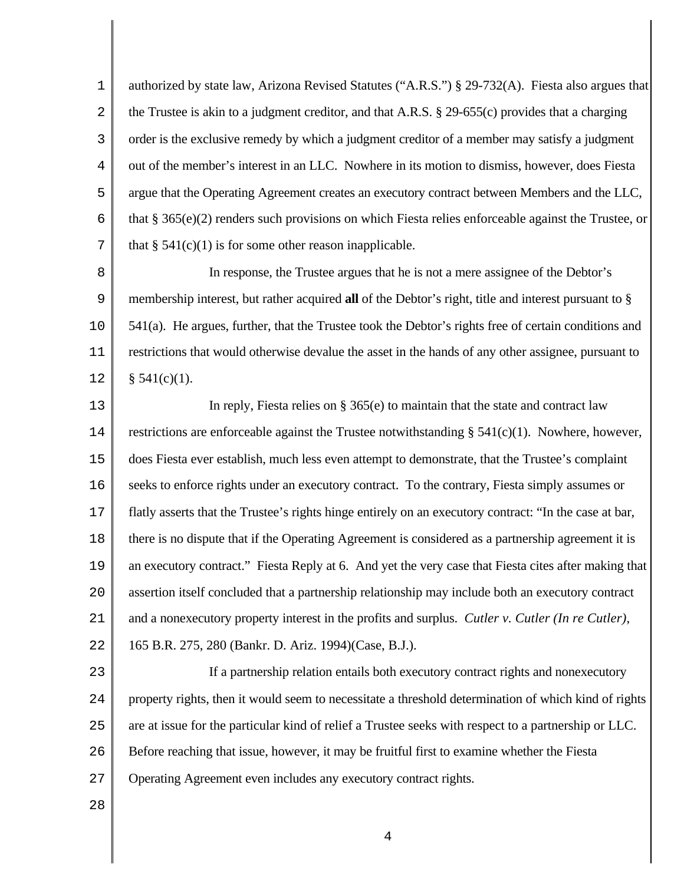authorized by state law, Arizona Revised Statutes ("A.R.S.") § 29-732(A). Fiesta also argues that the Trustee is akin to a judgment creditor, and that A.R.S. § 29-655(c) provides that a charging order is the exclusive remedy by which a judgment creditor of a member may satisfy a judgment out of the member's interest in an LLC. Nowhere in its motion to dismiss, however, does Fiesta argue that the Operating Agreement creates an executory contract between Members and the LLC, that § 365(e)(2) renders such provisions on which Fiesta relies enforceable against the Trustee, or that § 541(c)(1) is for some other reason inapplicable.

In response, the Trustee argues that he is not a mere assignee of the Debtor's membership interest, but rather acquired **all** of the Debtor's right, title and interest pursuant to § 541(a). He argues, further, that the Trustee took the Debtor's rights free of certain conditions and restrictions that would otherwise devalue the asset in the hands of any other assignee, pursuant to § 541(c)(1).

In reply, Fiesta relies on § 365(e) to maintain that the state and contract law restrictions are enforceable against the Trustee notwithstanding § 541(c)(1). Nowhere, however, does Fiesta ever establish, much less even attempt to demonstrate, that the Trustee's complaint seeks to enforce rights under an executory contract. To the contrary, Fiesta simply assumes or flatly asserts that the Trustee's rights hinge entirely on an executory contract: "In the case at bar, there is no dispute that if the Operating Agreement is considered as a partnership agreement it is an executory contract." Fiesta Reply at 6. And yet the very case that Fiesta cites after making that assertion itself concluded that a partnership relationship may include both an executory contract and a nonexecutory property interest in the profits and surplus. *Cutler v. Cutler (In re Cutler)*, 165 B.R. 275, 280 (Bankr. D. Ariz. 1994)(Case, B.J.).

If a partnership relation entails both executory contract rights and nonexecutory property rights, then it would seem to necessitate a threshold determination of which kind of rights are at issue for the particular kind of relief a Trustee seeks with respect to a partnership or LLC. Before reaching that issue, however, it may be fruitful first to examine whether the Fiesta Operating Agreement even includes any executory contract rights.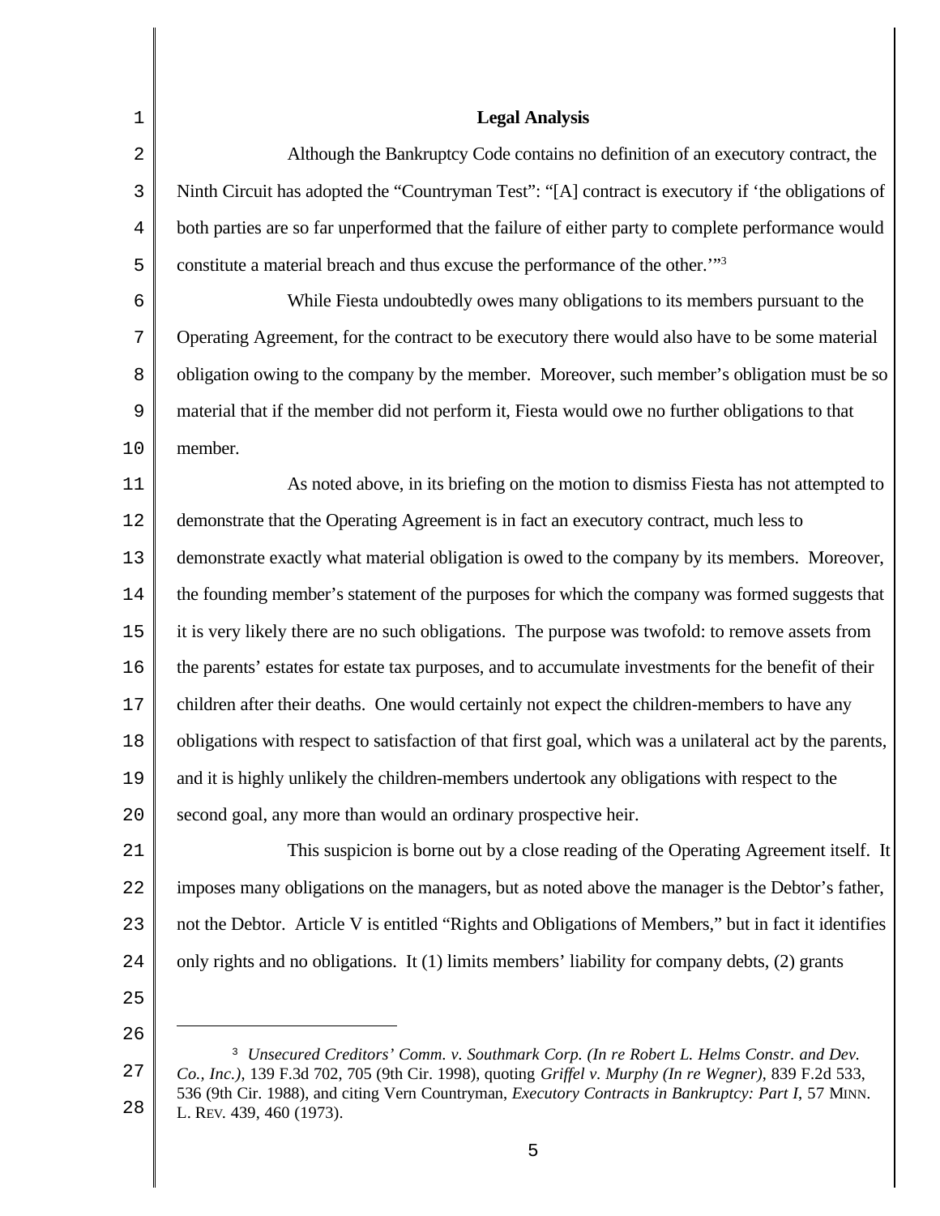## Legal Analysis

Although the Bankruptcy Code contains no definition of an executory contract, the Ninth Circuit has adopted the "Countryman Test": "[A] contract is executory if 'the obligations of both parties are so far unperformed that the failure of either party to complete performance would constitute a material breach and thus excuse the performance of the other.'"[3]

While Fiesta undoubtedly owes many obligations to its members pursuant to the Operating Agreement, for the contract to be executory there would also have to be some material obligation owing to the company by the member. Moreover, such member's obligation must be so material that if the member did not perform it, Fiesta would owe no further obligations to that member.

As noted above, in its briefing on the motion to dismiss Fiesta has not attempted to demonstrate that the Operating Agreement is in fact an executory contract, much less to demonstrate exactly what material obligation is owed to the company by its members. Moreover, the founding member's statement of the purposes for which the company was formed suggests that it is very likely there are no such obligations. The purpose was twofold: to remove assets from the parents' estates for estate tax purposes, and to accumulate investments for the benefit of their children after their deaths. One would certainly not expect the children-members to have any obligations with respect to satisfaction of that first goal, which was a unilateral act by the parents, and it is highly unlikely the children-members undertook any obligations with respect to the second goal, any more than would an ordinary prospective heir.

This suspicion is borne out by a close reading of the Operating Agreement itself. It imposes many obligations on the managers, but as noted above the manager is the Debtor's father, not the Debtor. Article V is entitled "Rights and Obligations of Members," but in fact it identifies only rights and no obligations. It (1) limits members' liability for company debts, (2) grants

---

[3] *Unsecured Creditors' Comm. v. Southmark Corp. (In re Robert L. Helms Constr. and Dev. Co., Inc.)*, 139 F.3d 702, 705 (9th Cir. 1998), quoting *Griffel v. Murphy (In re Wegner)*, 839 F.2d 533, 536 (9th Cir. 1988), and citing Vern Countryman, *Executory Contracts in Bankruptcy: Part I*, 57 MINN. L. REV. 439, 460 (1973).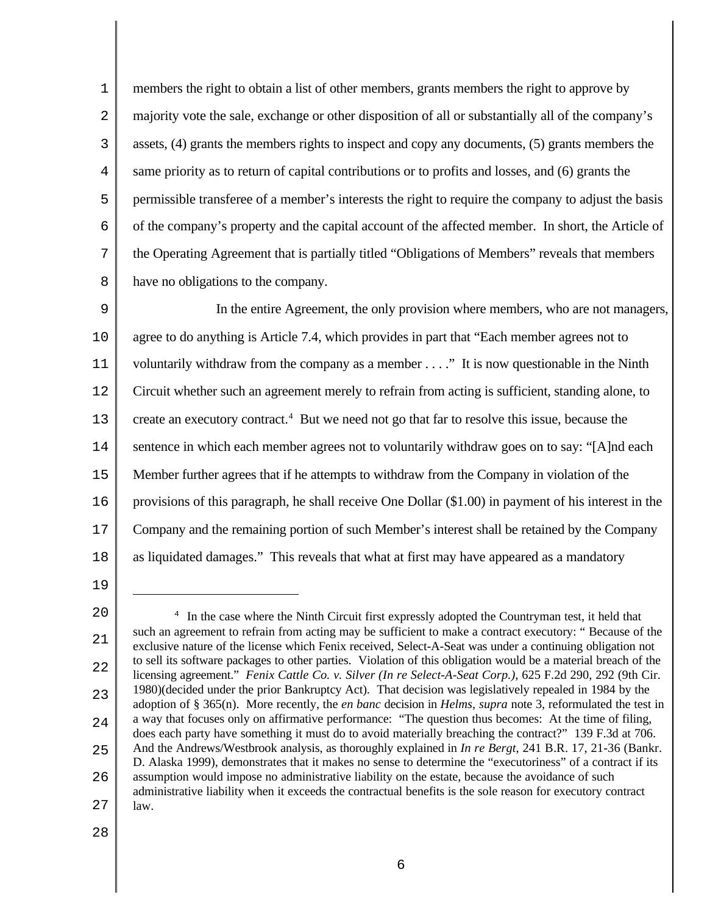members the right to obtain a list of other members, grants members the right to approve by majority vote the sale, exchange or other disposition of all or substantially all of the company's assets, (4) grants the members rights to inspect and copy any documents, (5) grants members the same priority as to return of capital contributions or to profits and losses, and (6) grants the permissible transferee of a member's interests the right to require the company to adjust the basis of the company's property and the capital account of the affected member. In short, the Article of the Operating Agreement that is partially titled "Obligations of Members" reveals that members have no obligations to the company.

In the entire Agreement, the only provision where members, who are not managers, agree to do anything is Article 7.4, which provides in part that "Each member agrees not to voluntarily withdraw from the company as a member . . . ." It is now questionable in the Ninth Circuit whether such an agreement merely to refrain from acting is sufficient, standing alone, to create an executory contract.[4] But we need not go that far to resolve this issue, because the sentence in which each member agrees not to voluntarily withdraw goes on to say: "[A]nd each Member further agrees that if he attempts to withdraw from the Company in violation of the provisions of this paragraph, he shall receive One Dollar ($1.00) in payment of his interest in the Company and the remaining portion of such Member's interest shall be retained by the Company as liquidated damages." This reveals that what at first may have appeared as a mandatory

---

[4] In the case where the Ninth Circuit first expressly adopted the Countryman test, it held that such an agreement to refrain from acting may be sufficient to make a contract executory: " Because of the exclusive nature of the license which Fenix received, Select-A-Seat was under a continuing obligation not to sell its software packages to other parties. Violation of this obligation would be a material breach of the licensing agreement." *Fenix Cattle Co. v. Silver (In re Select-A-Seat Corp.)*, 625 F.2d 290, 292 (9th Cir. 1980)(decided under the prior Bankruptcy Act). That decision was legislatively repealed in 1984 by the adoption of § 365(n). More recently, the *en banc* decision in *Helms, supra* note 3, reformulated the test in a way that focuses only on affirmative performance: "The question thus becomes: At the time of filing, does each party have something it must do to avoid materially breaching the contract?" 139 F.3d at 706. And the Andrews/Westbrook analysis, as thoroughly explained in *In re Bergt*, 241 B.R. 17, 21-36 (Bankr. D. Alaska 1999), demonstrates that it makes no sense to determine the "executoriness" of a contract if its assumption would impose no administrative liability on the estate, because the avoidance of such administrative liability when it exceeds the contractual benefits is the sole reason for executory contract law.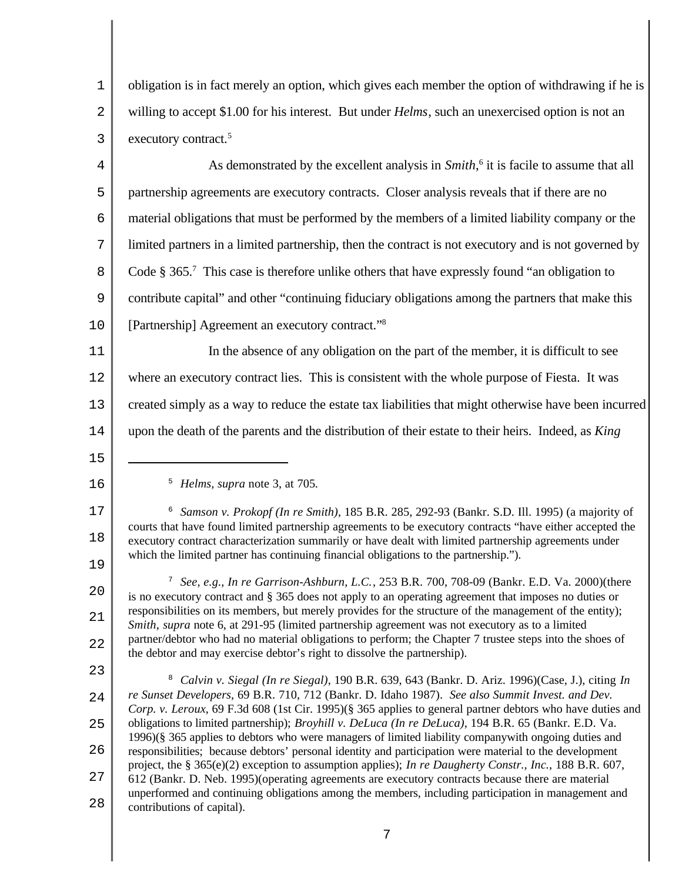obligation is in fact merely an option, which gives each member the option of withdrawing if he is willing to accept $1.00 for his interest. But under *Helms*, such an unexercised option is not an executory contract.[5]

As demonstrated by the excellent analysis in *Smith*,[6] it is facile to assume that all partnership agreements are executory contracts. Closer analysis reveals that if there are no material obligations that must be performed by the members of a limited liability company or the limited partners in a limited partnership, then the contract is not executory and is not governed by Code § 365.[7] This case is therefore unlike others that have expressly found "an obligation to contribute capital" and other "continuing fiduciary obligations among the partners that make this [Partnership] Agreement an executory contract."[8]

In the absence of any obligation on the part of the member, it is difficult to see where an executory contract lies. This is consistent with the whole purpose of Fiesta. It was created simply as a way to reduce the estate tax liabilities that might otherwise have been incurred upon the death of the parents and the distribution of their estate to their heirs. Indeed, as *King*

---

[5] *Helms*, *supra* note 3, at 705.

[6] *Samson v. Prokopf (In re Smith)*, 185 B.R. 285, 292-93 (Bankr. S.D. Ill. 1995) (a majority of courts that have found limited partnership agreements to be executory contracts "have either accepted the executory contract characterization summarily or have dealt with limited partnership agreements under which the limited partner has continuing financial obligations to the partnership.").

[7] *See, e.g., In re Garrison-Ashburn, L.C.*, 253 B.R. 700, 708-09 (Bankr. E.D. Va. 2000)(there is no executory contract and § 365 does not apply to an operating agreement that imposes no duties or responsibilities on its members, but merely provides for the structure of the management of the entity); *Smith*, *supra* note 6, at 291-95 (limited partnership agreement was not executory as to a limited partner/debtor who had no material obligations to perform; the Chapter 7 trustee steps into the shoes of the debtor and may exercise debtor's right to dissolve the partnership).

[8] *Calvin v. Siegal (In re Siegal)*, 190 B.R. 639, 643 (Bankr. D. Ariz. 1996)(Case, J.), citing *In re Sunset Developers*, 69 B.R. 710, 712 (Bankr. D. Idaho 1987). *See also Summit Invest. and Dev. Corp. v. Leroux*, 69 F.3d 608 (1st Cir. 1995)(§ 365 applies to general partner debtors who have duties and obligations to limited partnership); *Broyhill v. DeLuca (In re DeLuca)*, 194 B.R. 65 (Bankr. E.D. Va. 1996)(§ 365 applies to debtors who were managers of limited liability companywith ongoing duties and responsibilities; because debtors' personal identity and participation were material to the development project, the § 365(e)(2) exception to assumption applies); *In re Daugherty Constr., Inc.*, 188 B.R. 607, 612 (Bankr. D. Neb. 1995)(operating agreements are executory contracts because there are material unperformed and continuing obligations among the members, including participation in management and contributions of capital).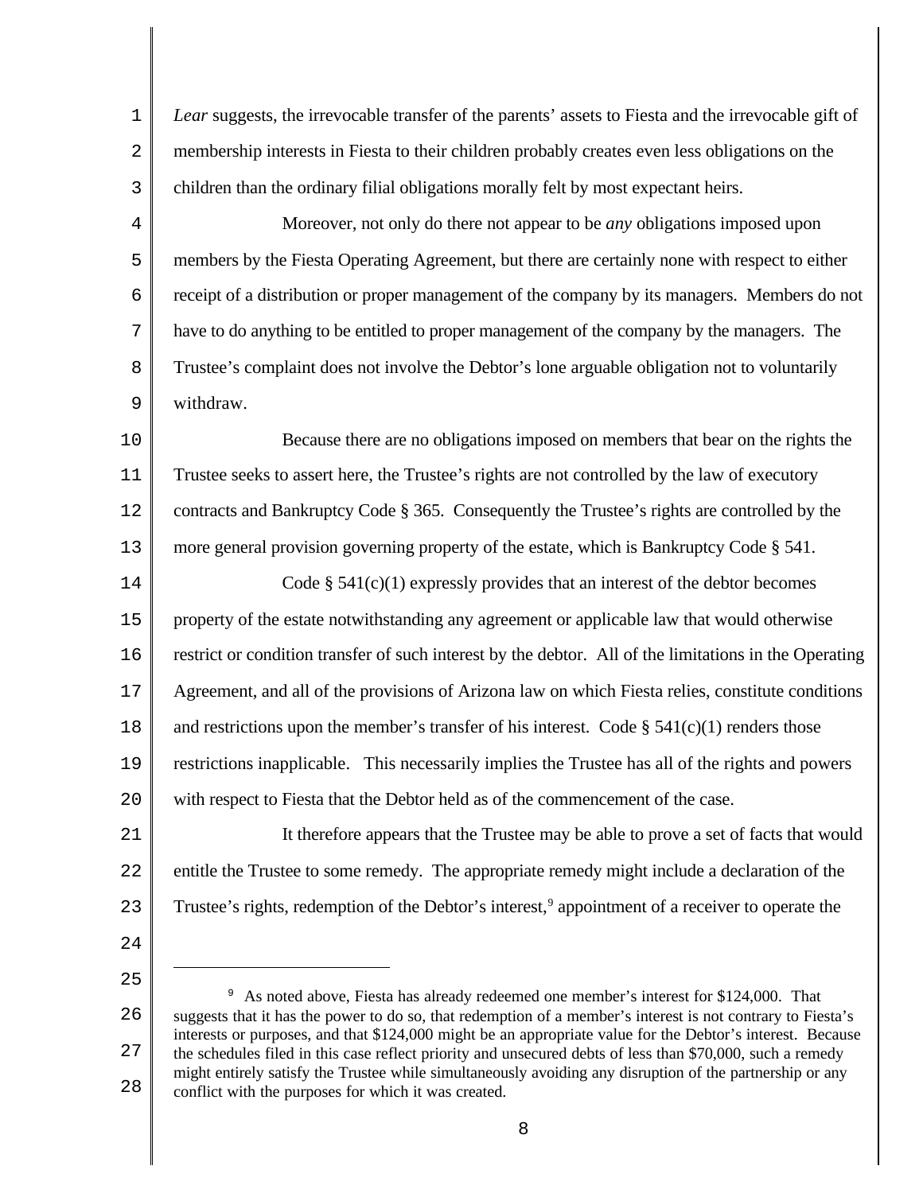*Lear* suggests, the irrevocable transfer of the parents' assets to Fiesta and the irrevocable gift of membership interests in Fiesta to their children probably creates even less obligations on the children than the ordinary filial obligations morally felt by most expectant heirs.

Moreover, not only do there not appear to be *any* obligations imposed upon members by the Fiesta Operating Agreement, but there are certainly none with respect to either receipt of a distribution or proper management of the company by its managers. Members do not have to do anything to be entitled to proper management of the company by the managers. The Trustee's complaint does not involve the Debtor's lone arguable obligation not to voluntarily withdraw.

Because there are no obligations imposed on members that bear on the rights the Trustee seeks to assert here, the Trustee's rights are not controlled by the law of executory contracts and Bankruptcy Code § 365. Consequently the Trustee's rights are controlled by the more general provision governing property of the estate, which is Bankruptcy Code § 541.

Code § 541(c)(1) expressly provides that an interest of the debtor becomes property of the estate notwithstanding any agreement or applicable law that would otherwise restrict or condition transfer of such interest by the debtor. All of the limitations in the Operating Agreement, and all of the provisions of Arizona law on which Fiesta relies, constitute conditions and restrictions upon the member's transfer of his interest. Code § 541(c)(1) renders those restrictions inapplicable. This necessarily implies the Trustee has all of the rights and powers with respect to Fiesta that the Debtor held as of the commencement of the case.

It therefore appears that the Trustee may be able to prove a set of facts that would entitle the Trustee to some remedy. The appropriate remedy might include a declaration of the Trustee's rights, redemption of the Debtor's interest,[9] appointment of a receiver to operate the

---

[9] As noted above, Fiesta has already redeemed one member's interest for $124,000. That suggests that it has the power to do so, that redemption of a member's interest is not contrary to Fiesta's interests or purposes, and that $124,000 might be an appropriate value for the Debtor's interest. Because the schedules filed in this case reflect priority and unsecured debts of less than $70,000, such a remedy might entirely satisfy the Trustee while simultaneously avoiding any disruption of the partnership or any conflict with the purposes for which it was created.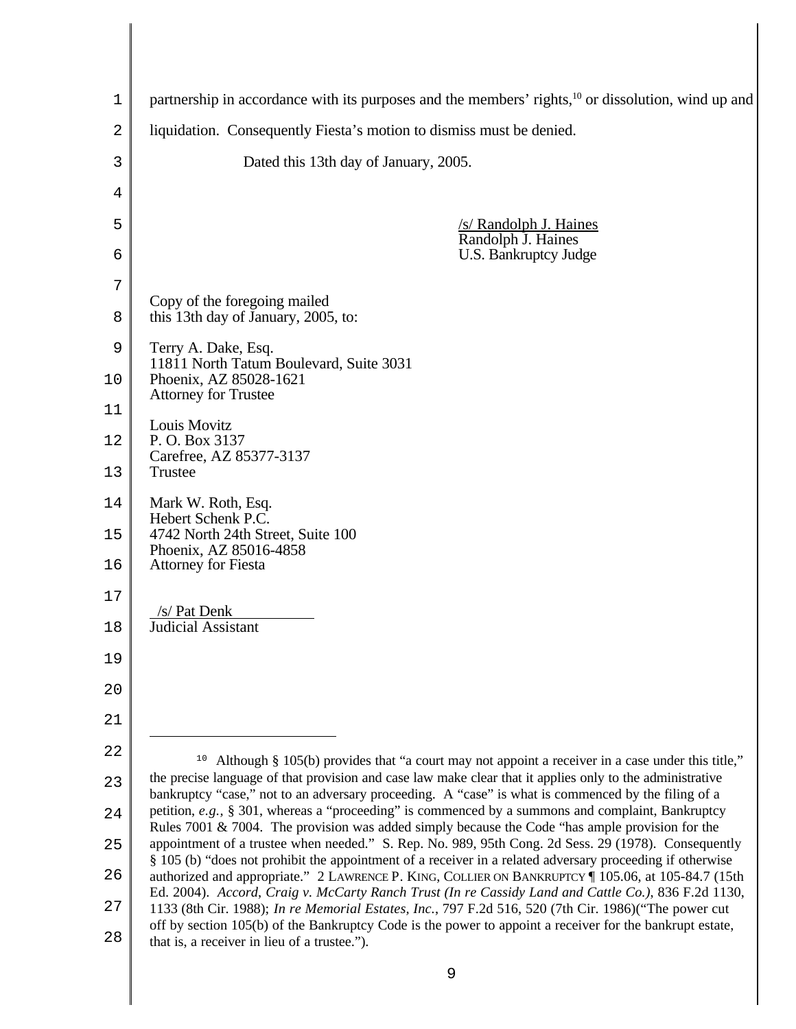partnership in accordance with its purposes and the members' rights,[10] or dissolution, wind up and liquidation. Consequently Fiesta's motion to dismiss must be denied.

Dated this 13th day of January, 2005.

/s/ Randolph J. Haines
Randolph J. Haines
U.S. Bankruptcy Judge

Copy of the foregoing mailed
this 13th day of January, 2005, to:

Terry A. Dake, Esq.
11811 North Tatum Boulevard, Suite 3031
Phoenix, AZ 85028-1621
Attorney for Trustee

Louis Movitz
P. O. Box 3137
Carefree, AZ 85377-3137
Trustee

Mark W. Roth, Esq.
Hebert Schenk P.C.
4742 North 24th Street, Suite 100
Phoenix, AZ 85016-4858
Attorney for Fiesta

/s/ Pat Denk
Judicial Assistant

---

[10] Although § 105(b) provides that "a court may not appoint a receiver in a case under this title," the precise language of that provision and case law make clear that it applies only to the administrative bankruptcy "case," not to an adversary proceeding. A "case" is what is commenced by the filing of a petition, *e.g.*, § 301, whereas a "proceeding" is commenced by a summons and complaint, Bankruptcy Rules 7001 & 7004. The provision was added simply because the Code "has ample provision for the appointment of a trustee when needed." S. Rep. No. 989, 95th Cong. 2d Sess. 29 (1978). Consequently § 105 (b) "does not prohibit the appointment of a receiver in a related adversary proceeding if otherwise authorized and appropriate." 2 LAWRENCE P. KING, COLLIER ON BANKRUPTCY ¶ 105.06, at 105-84.7 (15th Ed. 2004). *Accord*, *Craig v. McCarty Ranch Trust (In re Cassidy Land and Cattle Co.)*, 836 F.2d 1130, 1133 (8th Cir. 1988); *In re Memorial Estates, Inc.*, 797 F.2d 516, 520 (7th Cir. 1986)("The power cut off by section 105(b) of the Bankruptcy Code is the power to appoint a receiver for the bankrupt estate, that is, a receiver in lieu of a trustee.").